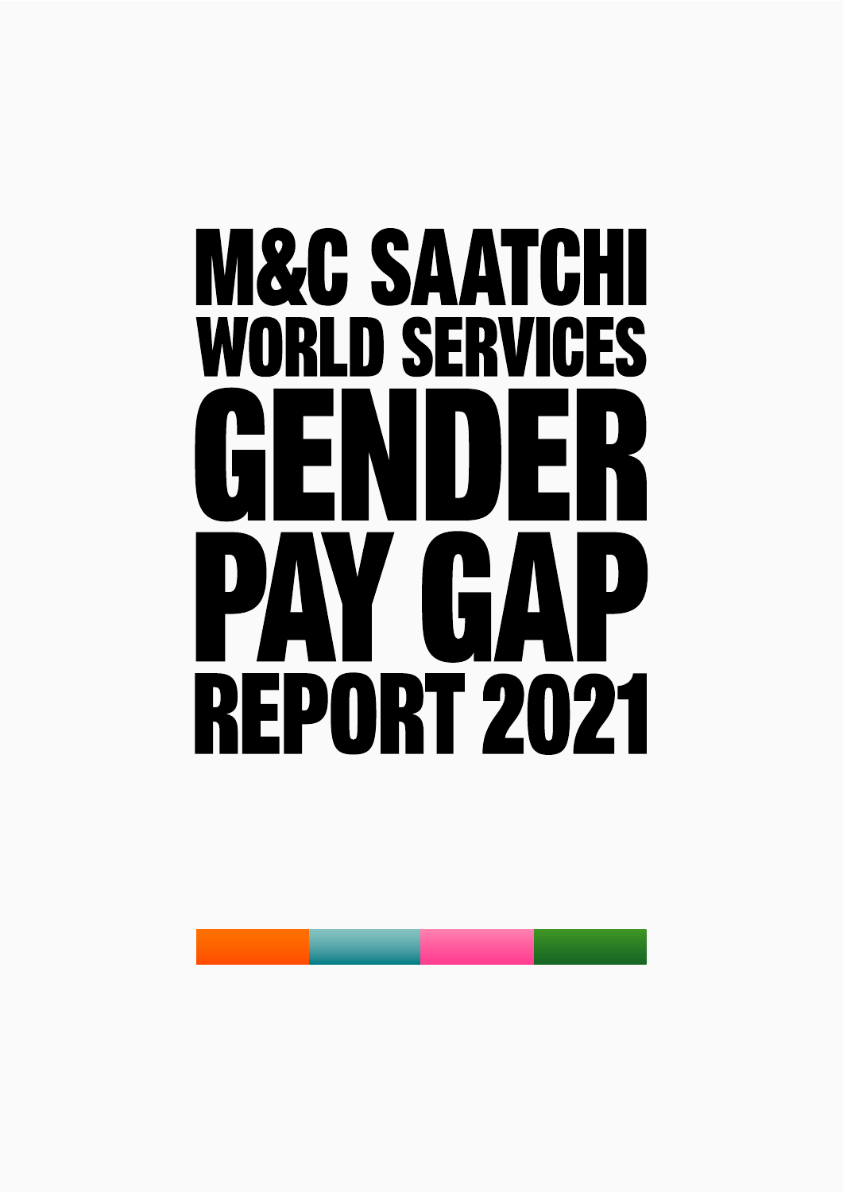# M&C SAATCHI WORLD SERVICES GENDER PAY GAP REPORT 2021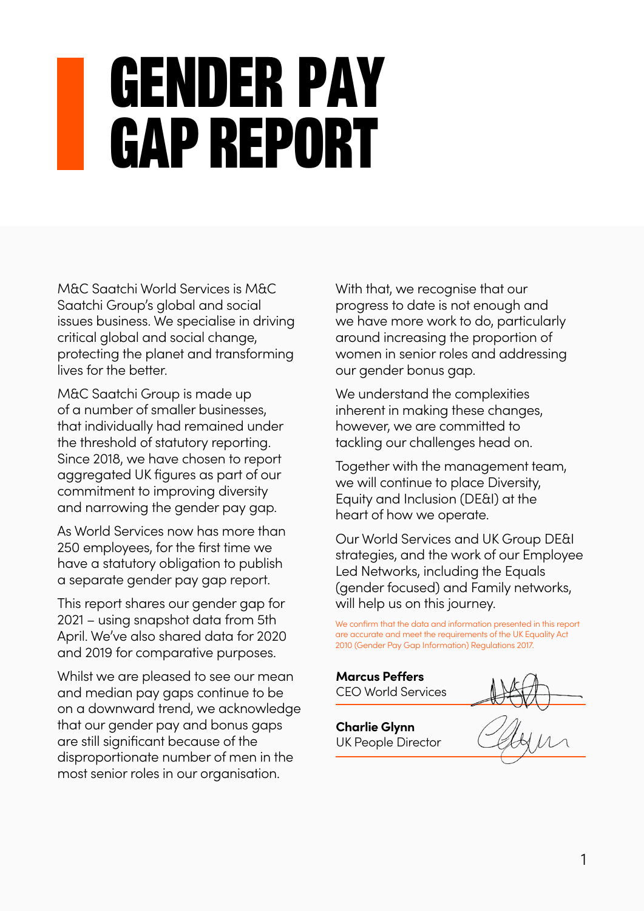# GENDER PAY GAP REPORT

M&C Saatchi World Services is M&C Saatchi Group's global and social issues business. We specialise in driving critical global and social change, protecting the planet and transforming lives for the better.

M&C Saatchi Group is made up of a number of smaller businesses, that individually had remained under the threshold of statutory reporting. Since 2018, we have chosen to report aggregated UK figures as part of our commitment to improving diversity and narrowing the gender pay gap.

As World Services now has more than 250 employees, for the first time we have a statutory obligation to publish a separate gender pay gap report.

This report shares our gender gap for 2021 – using snapshot data from 5th April. We've also shared data for 2020 and 2019 for comparative purposes.

Whilst we are pleased to see our mean and median pay gaps continue to be on a downward trend, we acknowledge that our gender pay and bonus gaps are still significant because of the disproportionate number of men in the most senior roles in our organisation.

With that, we recognise that our progress to date is not enough and we have more work to do, particularly around increasing the proportion of women in senior roles and addressing our gender bonus gap.

We understand the complexities inherent in making these changes, however, we are committed to tackling our challenges head on.

Together with the management team, we will continue to place Diversity, Equity and Inclusion (DE&I) at the heart of how we operate.

Our World Services and UK Group DE&I strategies, and the work of our Employee Led Networks, including the Equals (gender focused) and Family networks, will help us on this journey.

We confirm that the data and information presented in this report are accurate and meet the requirements of the UK Equality Act 2010 (Gender Pay Gap Information) Regulations 2017.

**Marcus Peffers**
CEO World Services

**Charlie Glynn**
UK People Director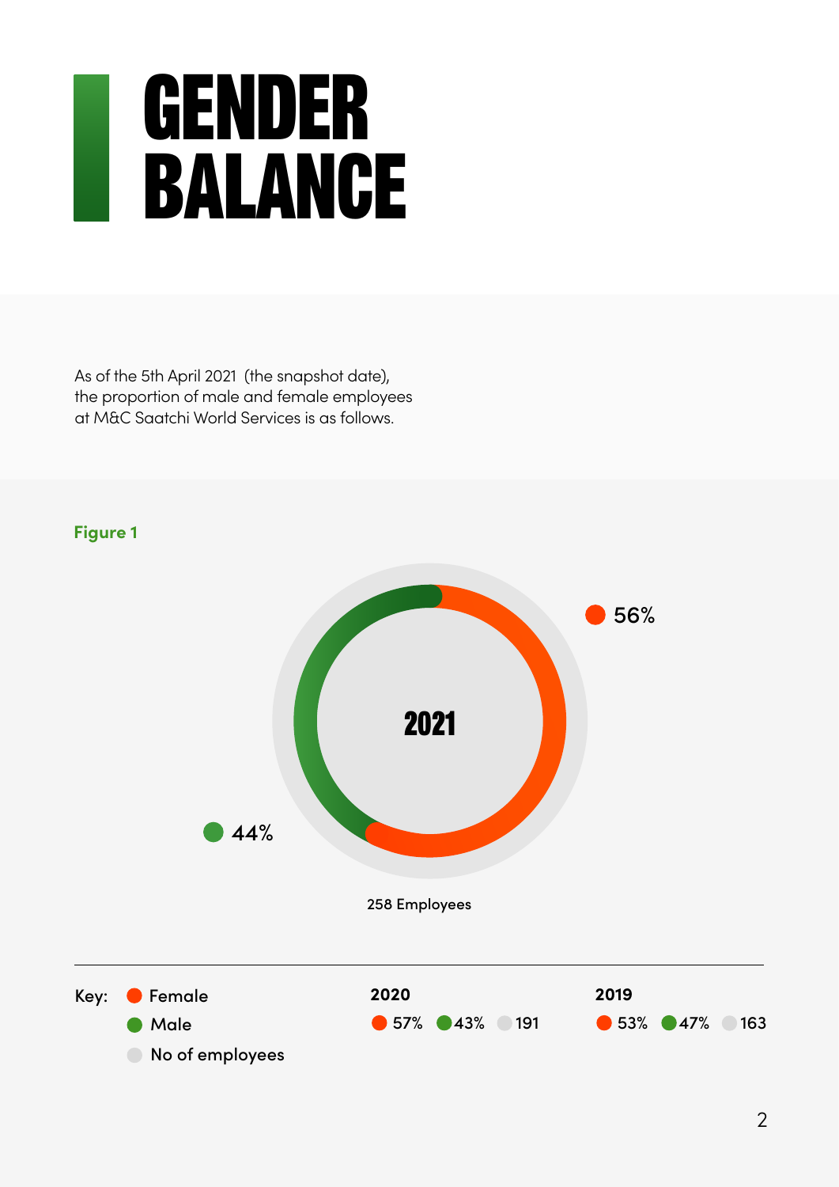# GENDER BALANCE

As of the 5th April 2021 (the snapshot date), the proportion of male and female employees at M&C Saatchi World Services is as follows.

**Figure 1**

**2021**

Female: 56%

Male: 44%

258 Employees

Key:
- Female
- Male
- No of employees

| | Female | Male | No of employees |
|---|---|---|---|
| 2020 | 57% | 43% | 191 |
| 2019 | 53% | 47% | 163 |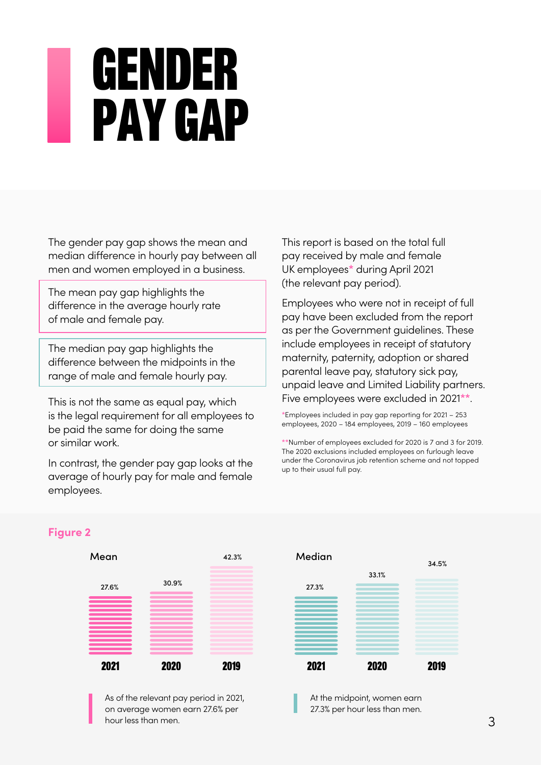# GENDER PAY GAP

The gender pay gap shows the mean and median difference in hourly pay between all men and women employed in a business.

The mean pay gap highlights the difference in the average hourly rate of male and female pay.

The median pay gap highlights the difference between the midpoints in the range of male and female hourly pay.

This is not the same as equal pay, which is the legal requirement for all employees to be paid the same for doing the same or similar work.

In contrast, the gender pay gap looks at the average of hourly pay for male and female employees.

This report is based on the total full pay received by male and female UK employees* during April 2021 (the relevant pay period).

Employees who were not in receipt of full pay have been excluded from the report as per the Government guidelines. These include employees in receipt of statutory maternity, paternity, adoption or shared parental leave pay, statutory sick pay, unpaid leave and Limited Liability partners. Five employees were excluded in 2021**.

*Employees included in pay gap reporting for 2021 – 253 employees, 2020 – 184 employees, 2019 – 160 employees

**Number of employees excluded for 2020 is 7 and 3 for 2019. The 2020 exclusions included employees on furlough leave under the Coronavirus job retention scheme and not topped up to their usual full pay.

**Figure 2**

| | 2021 | 2020 | 2019 |
|---|---|---|---|
| Mean | 27.6% | 30.9% | 42.3% |
| Median | 27.3% | 33.1% | 34.5% |

As of the relevant pay period in 2021, on average women earn 27.6% per hour less than men.

At the midpoint, women earn 27.3% per hour less than men.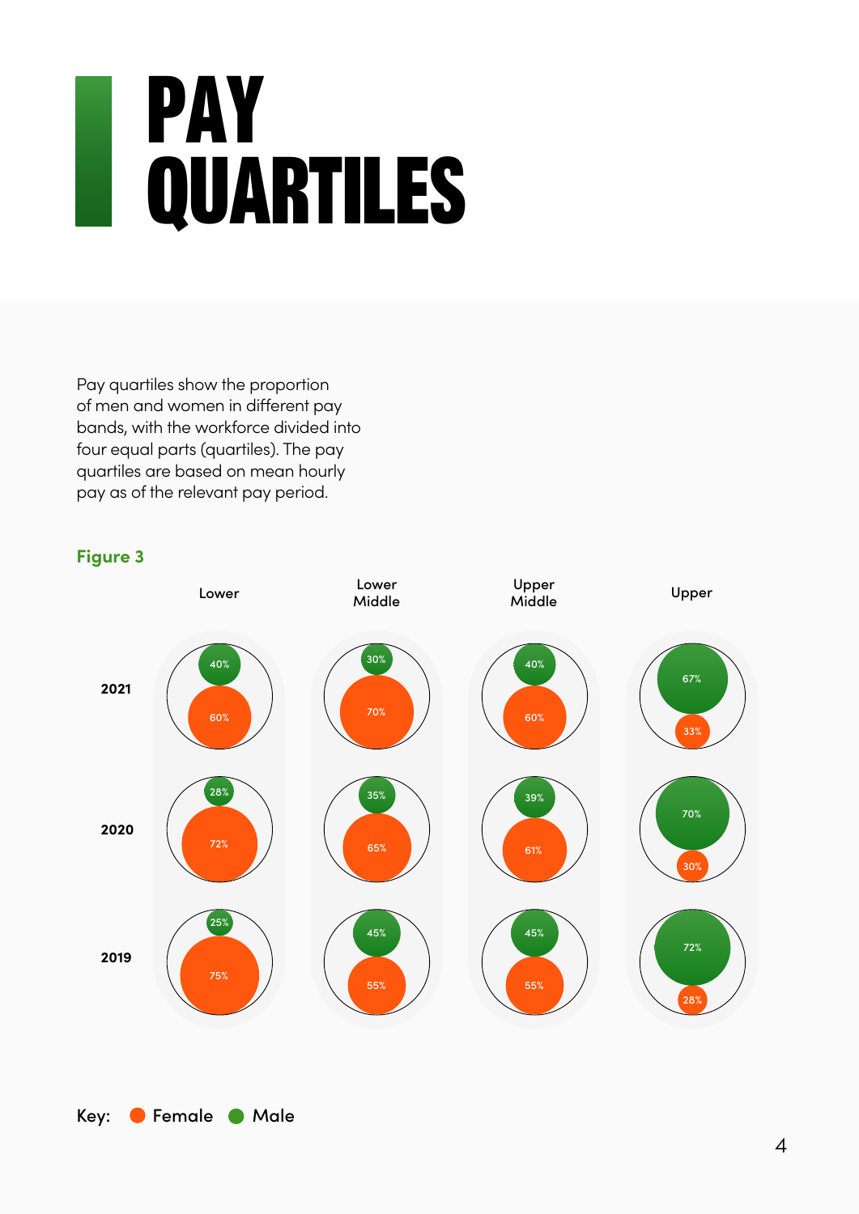# PAY QUARTILES

Pay quartiles show the proportion of men and women in different pay bands, with the workforce divided into four equal parts (quartiles). The pay quartiles are based on mean hourly pay as of the relevant pay period.

**Figure 3**

| | Lower | Lower Middle | Upper Middle | Upper |
|---|---|---|---|---|
| **2021** | Male 40% / Female 60% | Male 30% / Female 70% | Male 40% / Female 60% | Male 67% / Female 33% |
| **2020** | Male 28% / Female 72% | Male 35% / Female 65% | Male 39% / Female 61% | Male 70% / Female 30% |
| **2019** | Male 25% / Female 75% | Male 45% / Female 55% | Male 45% / Female 55% | Male 72% / Female 28% |

Key: Female, Male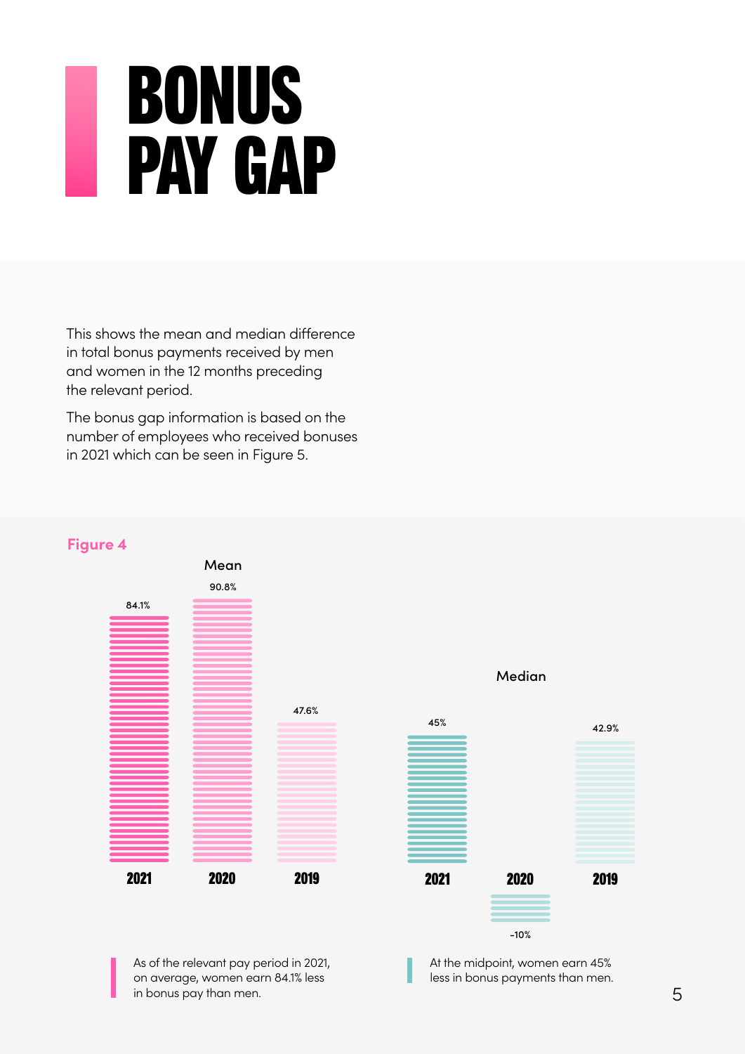# BONUS PAY GAP

This shows the mean and median difference in total bonus payments received by men and women in the 12 months preceding the relevant period.

The bonus gap information is based on the number of employees who received bonuses in 2021 which can be seen in Figure 5.

**Figure 4**

| | 2021 | 2020 | 2019 |
|---|---|---|---|
| Mean | 84.1% | 90.8% | 47.6% |
| Median | 45% | -10% | 42.9% |

As of the relevant pay period in 2021, on average, women earn 84.1% less in bonus pay than men.

At the midpoint, women earn 45% less in bonus payments than men.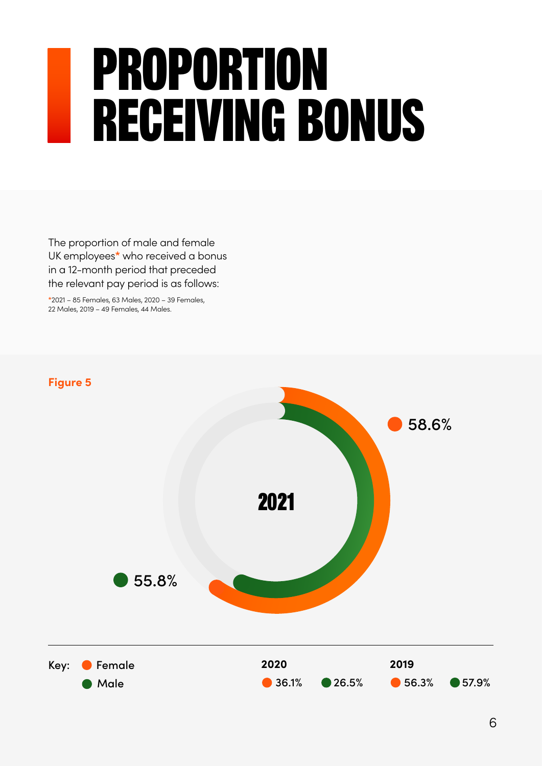# PROPORTION RECEIVING BONUS

The proportion of male and female UK employees* who received a bonus in a 12-month period that preceded the relevant pay period is as follows:

*2021 – 85 Females, 63 Males, 2020 – 39 Females, 22 Males, 2019 – 49 Females, 44 Males.

**Figure 5**

**2021**

Female: 58.6%

Male: 55.8%

| | 2020 | 2019 |
|---|---|---|
| Female | 36.1% | 56.3% |
| Male | 26.5% | 57.9% |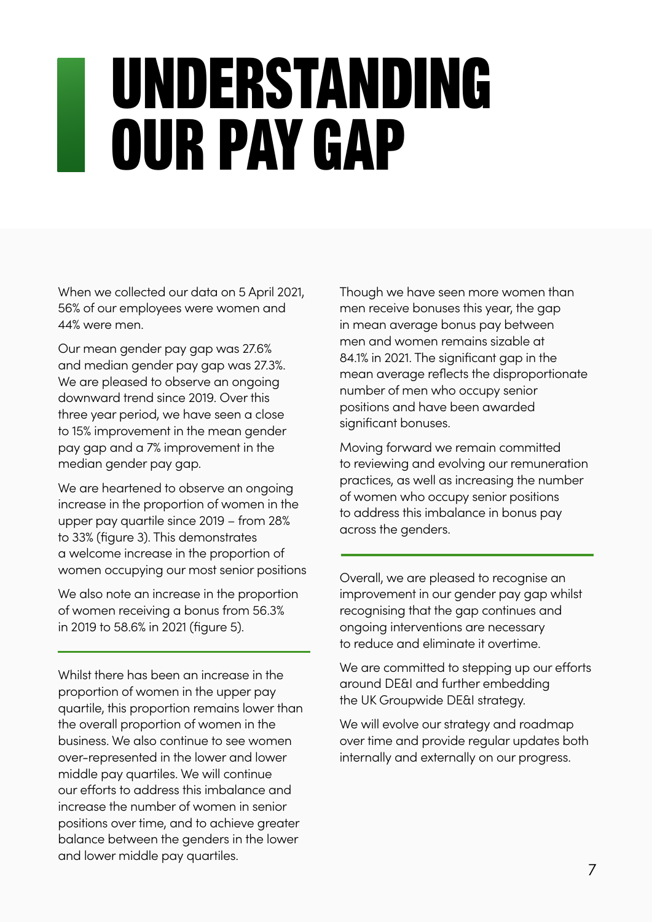# UNDERSTANDING OUR PAY GAP

When we collected our data on 5 April 2021, 56% of our employees were women and 44% were men.

Our mean gender pay gap was 27.6% and median gender pay gap was 27.3%. We are pleased to observe an ongoing downward trend since 2019. Over this three year period, we have seen a close to 15% improvement in the mean gender pay gap and a 7% improvement in the median gender pay gap.

We are heartened to observe an ongoing increase in the proportion of women in the upper pay quartile since 2019 – from 28% to 33% (figure 3). This demonstrates a welcome increase in the proportion of women occupying our most senior positions

We also note an increase in the proportion of women receiving a bonus from 56.3% in 2019 to 58.6% in 2021 (figure 5).

Whilst there has been an increase in the proportion of women in the upper pay quartile, this proportion remains lower than the overall proportion of women in the business. We also continue to see women over-represented in the lower and lower middle pay quartiles. We will continue our efforts to address this imbalance and increase the number of women in senior positions over time, and to achieve greater balance between the genders in the lower and lower middle pay quartiles.

Though we have seen more women than men receive bonuses this year, the gap in mean average bonus pay between men and women remains sizable at 84.1% in 2021. The significant gap in the mean average reflects the disproportionate number of men who occupy senior positions and have been awarded significant bonuses.

Moving forward we remain committed to reviewing and evolving our remuneration practices, as well as increasing the number of women who occupy senior positions to address this imbalance in bonus pay across the genders.

Overall, we are pleased to recognise an improvement in our gender pay gap whilst recognising that the gap continues and ongoing interventions are necessary to reduce and eliminate it overtime.

We are committed to stepping up our efforts around DE&I and further embedding the UK Groupwide DE&I strategy.

We will evolve our strategy and roadmap over time and provide regular updates both internally and externally on our progress.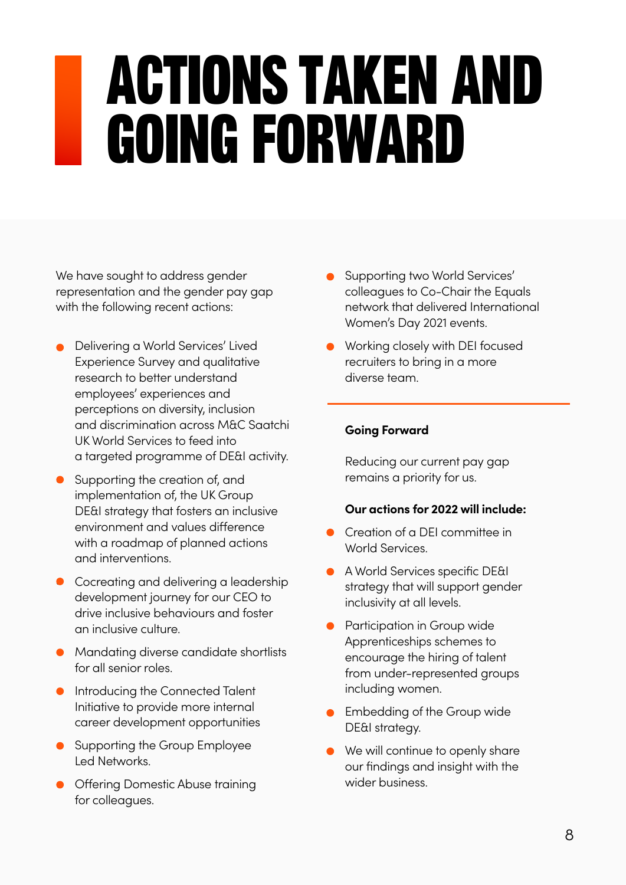# ACTIONS TAKEN AND GOING FORWARD

We have sought to address gender representation and the gender pay gap with the following recent actions:

- Delivering a World Services' Lived Experience Survey and qualitative research to better understand employees' experiences and perceptions on diversity, inclusion and discrimination across M&C Saatchi UK World Services to feed into a targeted programme of DE&I activity.
- Supporting the creation of, and implementation of, the UK Group DE&I strategy that fosters an inclusive environment and values difference with a roadmap of planned actions and interventions.
- Cocreating and delivering a leadership development journey for our CEO to drive inclusive behaviours and foster an inclusive culture.
- Mandating diverse candidate shortlists for all senior roles.
- Introducing the Connected Talent Initiative to provide more internal career development opportunities
- Supporting the Group Employee Led Networks.
- Offering Domestic Abuse training for colleagues.
- Supporting two World Services' colleagues to Co-Chair the Equals network that delivered International Women's Day 2021 events.
- Working closely with DEI focused recruiters to bring in a more diverse team.

---

**Going Forward**

Reducing our current pay gap remains a priority for us.

**Our actions for 2022 will include:**

- Creation of a DEI committee in World Services.
- A World Services specific DE&I strategy that will support gender inclusivity at all levels.
- Participation in Group wide Apprenticeships schemes to encourage the hiring of talent from under-represented groups including women.
- Embedding of the Group wide DE&I strategy.
- We will continue to openly share our findings and insight with the wider business.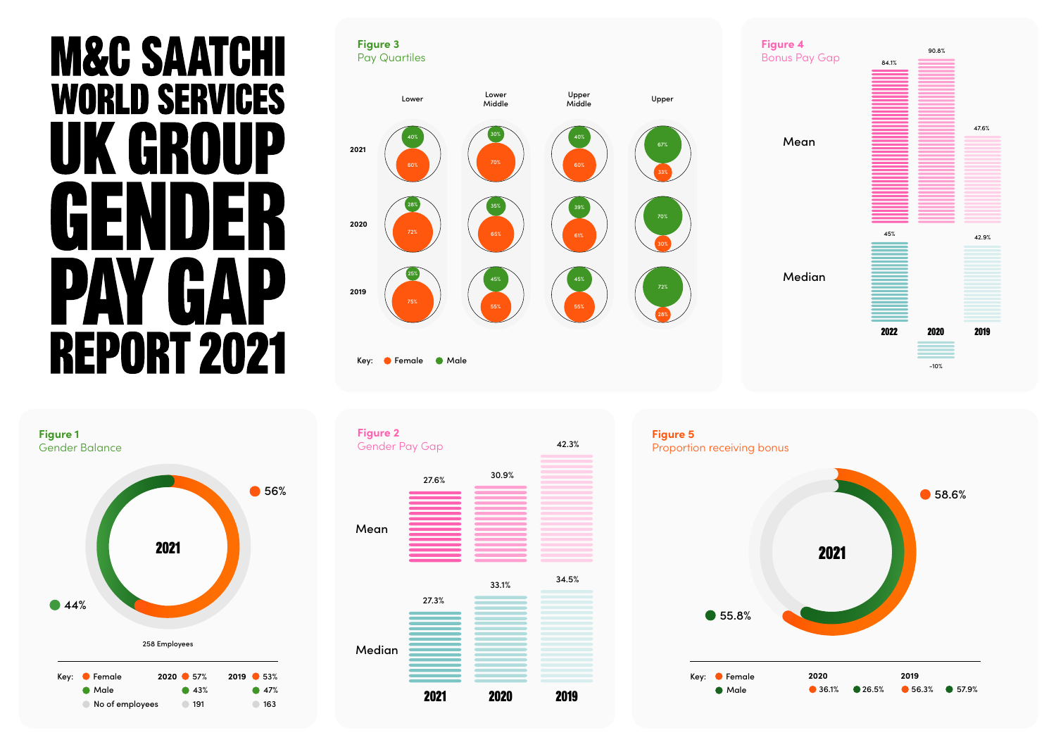# M&C SAATCHI WORLD SERVICES UK GROUP GENDER PAY GAP REPORT 2021

## Figure 3
Pay Quartiles

Lower | Lower Middle | Upper Middle | Upper

2021: 40% 60% | 30% 70% | 40% 60% | 67% 33%

2020: 28% 72% | 35% 65% | 39% 61% | 70% 30%

2019: 25% 75% | 45% 55% | 45% 55% | 72% 28%

Key: Female, Male

## Figure 4
Bonus Pay Gap

Mean: 84.1% | 90.8% | 47.6%

Median: 45% | -10% | 42.9%

2022 | 2020 | 2019

## Figure 1
Gender Balance

2021

56%

44%

258 Employees

Key: Female, Male, No of employees

2020: 57%, 43%, 191

2019: 53%, 47%, 163

## Figure 2
Gender Pay Gap

Mean: 27.6% | 30.9% | 42.3%

Median: 27.3% | 33.1% | 34.5%

2021 | 2020 | 2019

## Figure 5
Proportion receiving bonus

2021

58.6%

55.8%

Key: Female, Male

2020: 36.1%, 26.5%

2019: 56.3%, 57.9%